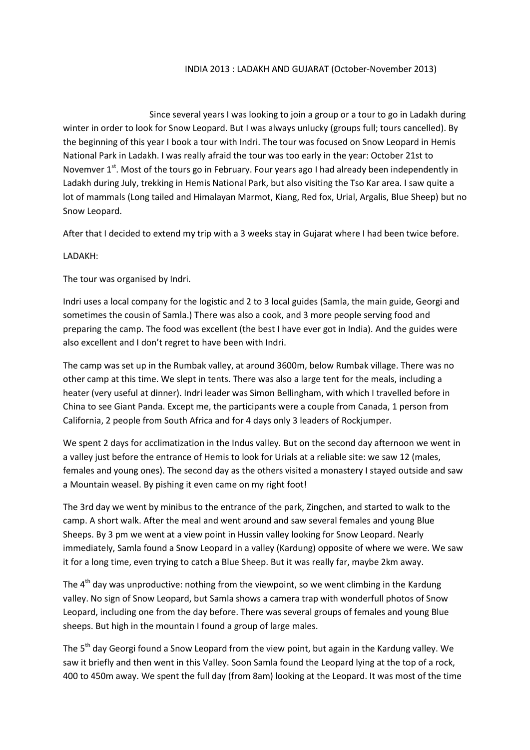# INDIA 2013 : LADAKH AND GUJARAT (October-November 2013)

Since several years I was looking to join a group or a tour to go in Ladakh during winter in order to look for Snow Leopard. But I was always unlucky (groups full; tours cancelled). By the beginning of this year I book a tour with Indri. The tour was focused on Snow Leopard in Hemis National Park in Ladakh. I was really afraid the tour was too early in the year: October 21st to Novemver 1st. Most of the tours go in February. Four years ago I had already been independently in Ladakh during July, trekking in Hemis National Park, but also visiting the Tso Kar area. I saw quite a lot of mammals (Long tailed and Himalayan Marmot, Kiang, Red fox, Urial, Argalis, Blue Sheep) but no Snow Leopard.

After that I decided to extend my trip with a 3 weeks stay in Gujarat where I had been twice before.

## LADAKH:

The tour was organised by Indri.

Indri uses a local company for the logistic and 2 to 3 local guides (Samla, the main guide, Georgi and sometimes the cousin of Samla.) There was also a cook, and 3 more people serving food and preparing the camp. The food was excellent (the best I have ever got in India). And the guides were also excellent and I don't regret to have been with Indri.

The camp was set up in the Rumbak valley, at around 3600m, below Rumbak village. There was no other camp at this time. We slept in tents. There was also a large tent for the meals, including a heater (very useful at dinner). Indri leader was Simon Bellingham, with which I travelled before in China to see Giant Panda. Except me, the participants were a couple from Canada, 1 person from California, 2 people from South Africa and for 4 days only 3 leaders of Rockjumper.

We spent 2 days for acclimatization in the Indus valley. But on the second day afternoon we went in a valley just before the entrance of Hemis to look for Urials at a reliable site: we saw 12 (males, females and young ones). The second day as the others visited a monastery I stayed outside and saw a Mountain weasel. By pishing it even came on my right foot!

The 3rd day we went by minibus to the entrance of the park, Zingchen, and started to walk to the camp. A short walk. After the meal and went around and saw several females and young Blue Sheeps. By 3 pm we went at a view point in Hussin valley looking for Snow Leopard. Nearly immediately, Samla found a Snow Leopard in a valley (Kardung) opposite of where we were. We saw it for a long time, even trying to catch a Blue Sheep. But it was really far, maybe 2km away.

The 4th day was unproductive: nothing from the viewpoint, so we went climbing in the Kardung valley. No sign of Snow Leopard, but Samla shows a camera trap with wonderfull photos of Snow Leopard, including one from the day before. There was several groups of females and young Blue sheeps. But high in the mountain I found a group of large males.

The 5th day Georgi found a Snow Leopard from the view point, but again in the Kardung valley. We saw it briefly and then went in this Valley. Soon Samla found the Leopard lying at the top of a rock, 400 to 450m away. We spent the full day (from 8am) looking at the Leopard. It was most of the time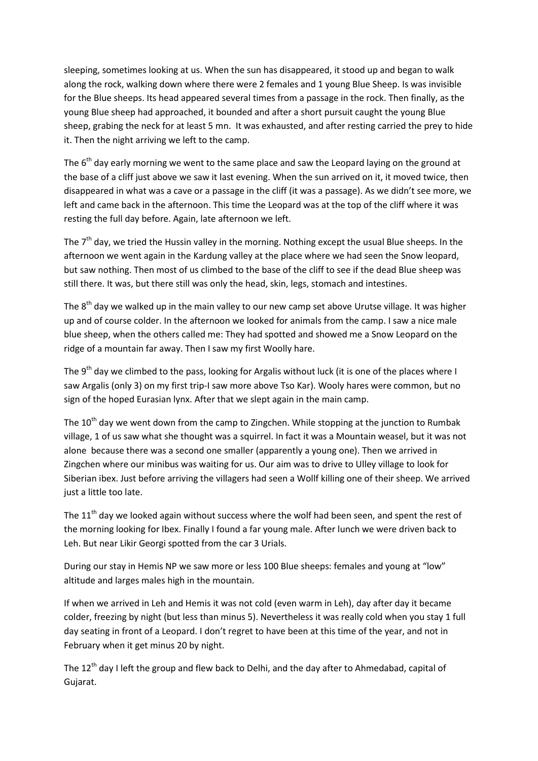sleeping, sometimes looking at us. When the sun has disappeared, it stood up and began to walk along the rock, walking down where there were 2 females and 1 young Blue Sheep. Is was invisible for the Blue sheeps. Its head appeared several times from a passage in the rock. Then finally, as the young Blue sheep had approached, it bounded and after a short pursuit caught the young Blue sheep, grabing the neck for at least 5 mn. It was exhausted, and after resting carried the prey to hide it. Then the night arriving we left to the camp.

The 6th day early morning we went to the same place and saw the Leopard laying on the ground at the base of a cliff just above we saw it last evening. When the sun arrived on it, it moved twice, then disappeared in what was a cave or a passage in the cliff (it was a passage). As we didn't see more, we left and came back in the afternoon. This time the Leopard was at the top of the cliff where it was resting the full day before. Again, late afternoon we left.

The 7th day, we tried the Hussin valley in the morning. Nothing except the usual Blue sheeps. In the afternoon we went again in the Kardung valley at the place where we had seen the Snow leopard, but saw nothing. Then most of us climbed to the base of the cliff to see if the dead Blue sheep was still there. It was, but there still was only the head, skin, legs, stomach and intestines.

The 8th day we walked up in the main valley to our new camp set above Urutse village. It was higher up and of course colder. In the afternoon we looked for animals from the camp. I saw a nice male blue sheep, when the others called me: They had spotted and showed me a Snow Leopard on the ridge of a mountain far away. Then I saw my first Woolly hare.

The 9th day we climbed to the pass, looking for Argalis without luck (it is one of the places where I saw Argalis (only 3) on my first trip-I saw more above Tso Kar). Wooly hares were common, but no sign of the hoped Eurasian lynx. After that we slept again in the main camp.

The 10th day we went down from the camp to Zingchen. While stopping at the junction to Rumbak village, 1 of us saw what she thought was a squirrel. In fact it was a Mountain weasel, but it was not alone because there was a second one smaller (apparently a young one). Then we arrived in Zingchen where our minibus was waiting for us. Our aim was to drive to Ulley village to look for Siberian ibex. Just before arriving the villagers had seen a Wollf killing one of their sheep. We arrived just a little too late.

The 11th day we looked again without success where the wolf had been seen, and spent the rest of the morning looking for Ibex. Finally I found a far young male. After lunch we were driven back to Leh. But near Likir Georgi spotted from the car 3 Urials.

During our stay in Hemis NP we saw more or less 100 Blue sheeps: females and young at "low" altitude and larges males high in the mountain.

If when we arrived in Leh and Hemis it was not cold (even warm in Leh), day after day it became colder, freezing by night (but less than minus 5). Nevertheless it was really cold when you stay 1 full day seating in front of a Leopard. I don't regret to have been at this time of the year, and not in February when it get minus 20 by night.

The 12th day I left the group and flew back to Delhi, and the day after to Ahmedabad, capital of Gujarat.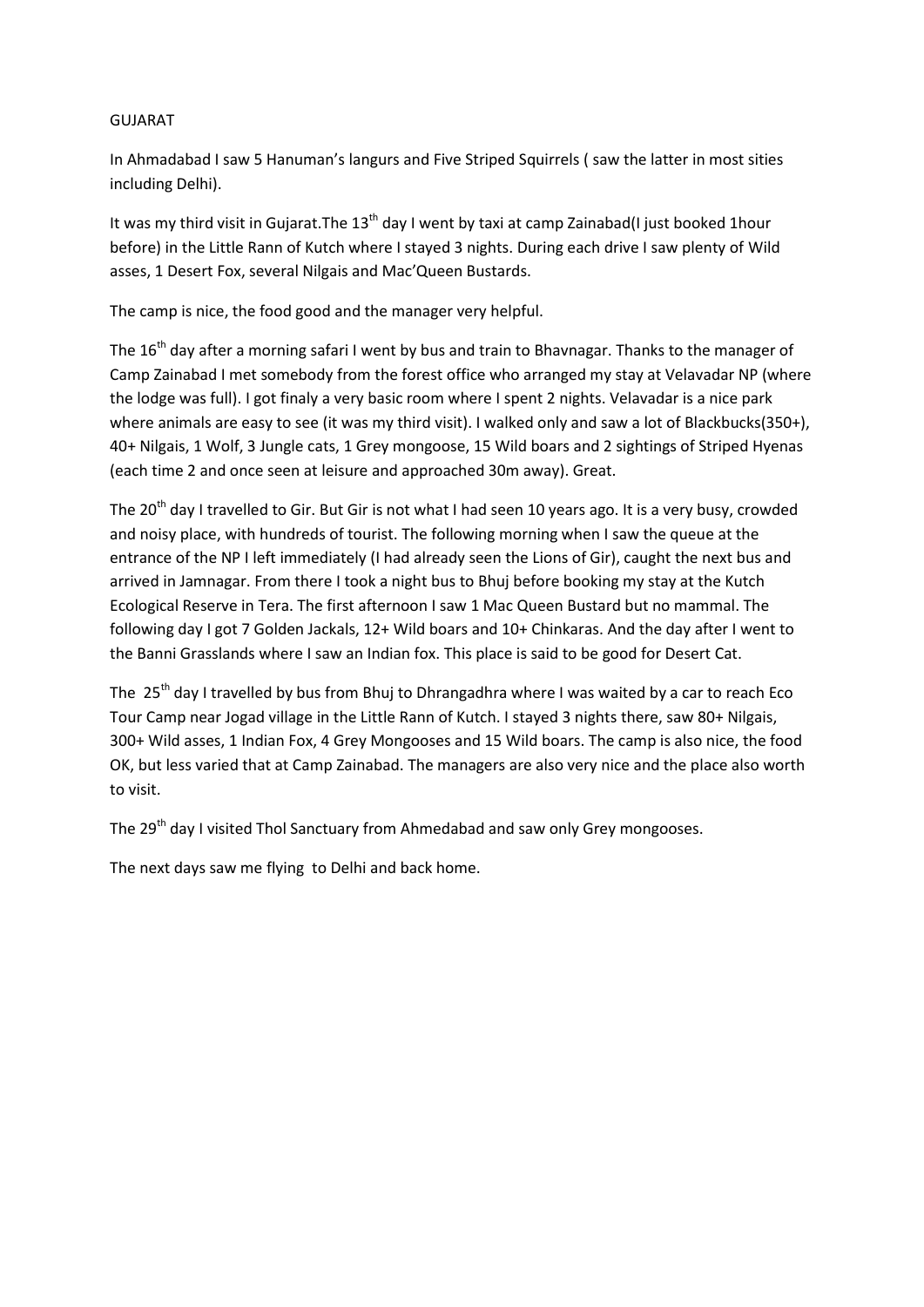GUJARAT

In Ahmadabad I saw 5 Hanuman's langurs and Five Striped Squirrels ( saw the latter in most sities including Delhi).

It was my third visit in Gujarat.The 13th day I went by taxi at camp Zainabad(I just booked 1hour before) in the Little Rann of Kutch where I stayed 3 nights. During each drive I saw plenty of Wild asses, 1 Desert Fox, several Nilgais and Mac'Queen Bustards.

The camp is nice, the food good and the manager very helpful.

The 16th day after a morning safari I went by bus and train to Bhavnagar. Thanks to the manager of Camp Zainabad I met somebody from the forest office who arranged my stay at Velavadar NP (where the lodge was full). I got finaly a very basic room where I spent 2 nights. Velavadar is a nice park where animals are easy to see (it was my third visit). I walked only and saw a lot of Blackbucks(350+), 40+ Nilgais, 1 Wolf, 3 Jungle cats, 1 Grey mongoose, 15 Wild boars and 2 sightings of Striped Hyenas (each time 2 and once seen at leisure and approached 30m away). Great.

The 20th day I travelled to Gir. But Gir is not what I had seen 10 years ago. It is a very busy, crowded and noisy place, with hundreds of tourist. The following morning when I saw the queue at the entrance of the NP I left immediately (I had already seen the Lions of Gir), caught the next bus and arrived in Jamnagar. From there I took a night bus to Bhuj before booking my stay at the Kutch Ecological Reserve in Tera. The first afternoon I saw 1 Mac Queen Bustard but no mammal. The following day I got 7 Golden Jackals, 12+ Wild boars and 10+ Chinkaras. And the day after I went to the Banni Grasslands where I saw an Indian fox. This place is said to be good for Desert Cat.

The 25th day I travelled by bus from Bhuj to Dhrangadhra where I was waited by a car to reach Eco Tour Camp near Jogad village in the Little Rann of Kutch. I stayed 3 nights there, saw 80+ Nilgais, 300+ Wild asses, 1 Indian Fox, 4 Grey Mongooses and 15 Wild boars. The camp is also nice, the food OK, but less varied that at Camp Zainabad. The managers are also very nice and the place also worth to visit.

The 29th day I visited Thol Sanctuary from Ahmedabad and saw only Grey mongooses.

The next days saw me flying to Delhi and back home.